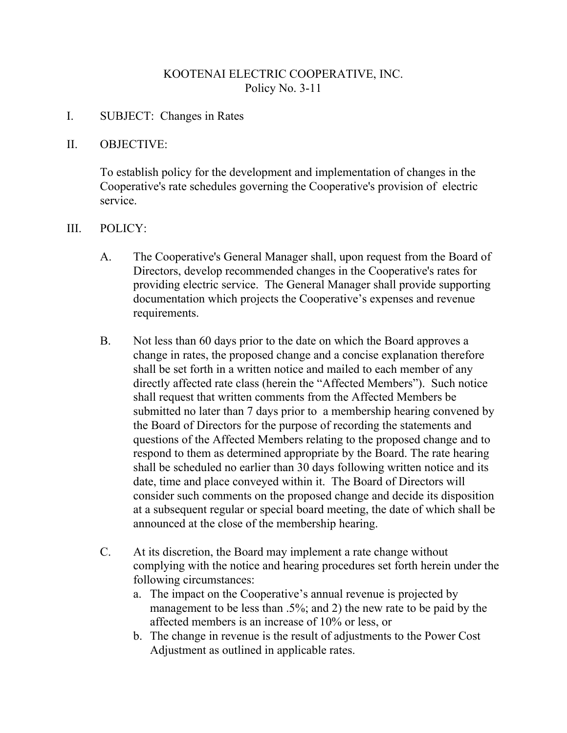KOOTENAI ELECTRIC COOPERATIVE, INC.
Policy No. 3-11

I. SUBJECT: Changes in Rates

II. OBJECTIVE:

To establish policy for the development and implementation of changes in the Cooperative's rate schedules governing the Cooperative's provision of electric service.

III. POLICY:

A. The Cooperative's General Manager shall, upon request from the Board of Directors, develop recommended changes in the Cooperative's rates for providing electric service. The General Manager shall provide supporting documentation which projects the Cooperative's expenses and revenue requirements.

B. Not less than 60 days prior to the date on which the Board approves a change in rates, the proposed change and a concise explanation therefore shall be set forth in a written notice and mailed to each member of any directly affected rate class (herein the "Affected Members"). Such notice shall request that written comments from the Affected Members be submitted no later than 7 days prior to a membership hearing convened by the Board of Directors for the purpose of recording the statements and questions of the Affected Members relating to the proposed change and to respond to them as determined appropriate by the Board. The rate hearing shall be scheduled no earlier than 30 days following written notice and its date, time and place conveyed within it. The Board of Directors will consider such comments on the proposed change and decide its disposition at a subsequent regular or special board meeting, the date of which shall be announced at the close of the membership hearing.

C. At its discretion, the Board may implement a rate change without complying with the notice and hearing procedures set forth herein under the following circumstances:

   a. The impact on the Cooperative's annual revenue is projected by management to be less than .5%; and 2) the new rate to be paid by the affected members is an increase of 10% or less, or
   b. The change in revenue is the result of adjustments to the Power Cost Adjustment as outlined in applicable rates.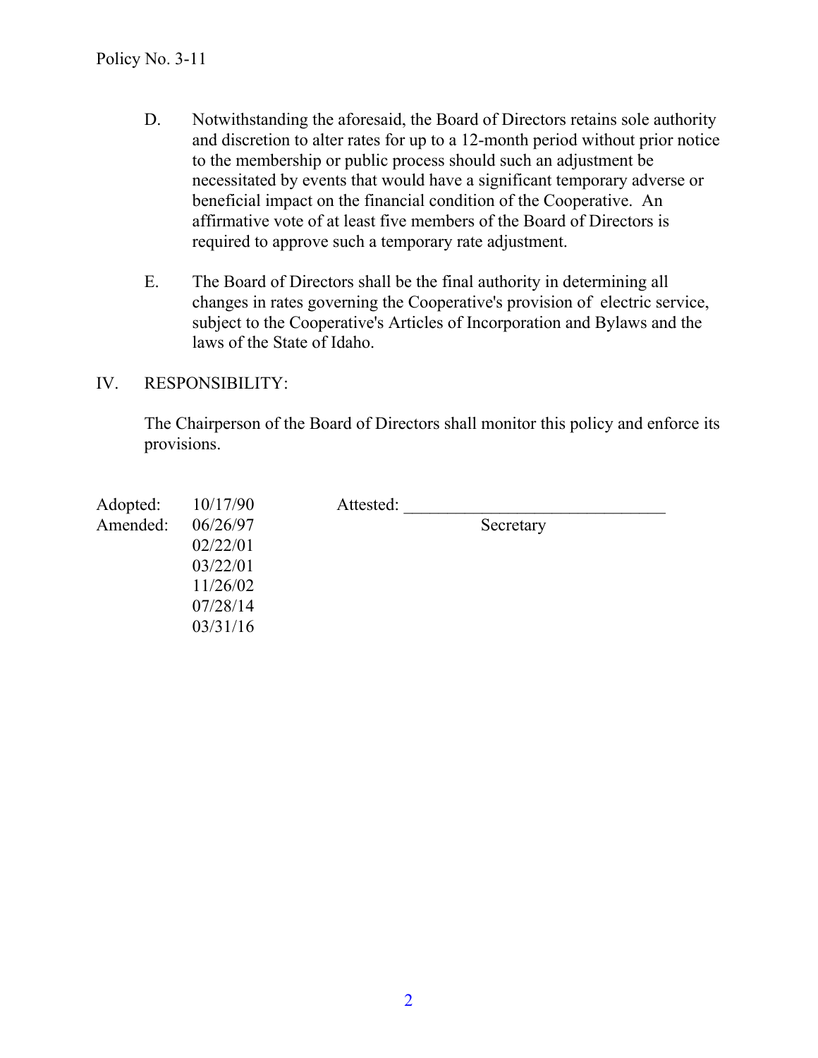D. Notwithstanding the aforesaid, the Board of Directors retains sole authority and discretion to alter rates for up to a 12-month period without prior notice to the membership or public process should such an adjustment be necessitated by events that would have a significant temporary adverse or beneficial impact on the financial condition of the Cooperative. An affirmative vote of at least five members of the Board of Directors is required to approve such a temporary rate adjustment.

E. The Board of Directors shall be the final authority in determining all changes in rates governing the Cooperative's provision of electric service, subject to the Cooperative's Articles of Incorporation and Bylaws and the laws of the State of Idaho.

## IV. RESPONSIBILITY:

The Chairperson of the Board of Directors shall monitor this policy and enforce its provisions.

Adopted: 10/17/90

Amended: 06/26/97
02/22/01
03/22/01
11/26/02
07/28/14
03/31/16

Attested: ______________________________
Secretary